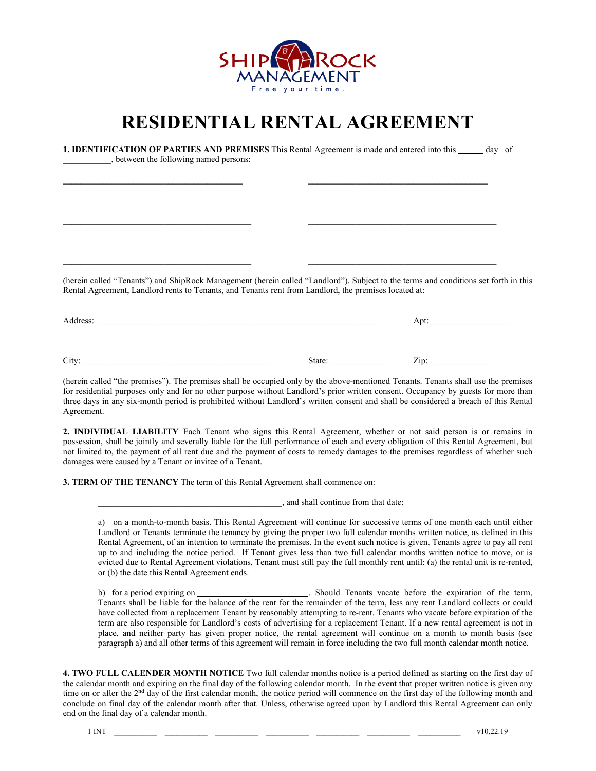SHIPROCK MANAGEMENT

Free your time.

# RESIDENTIAL RENTAL AGREEMENT

**1. IDENTIFICATION OF PARTIES AND PREMISES** This Rental Agreement is made and entered into this ______ day of ___________, between the following named persons:

________________________________________ ________________________________________

________________________________________ ________________________________________

________________________________________ ________________________________________

(herein called "Tenants") and ShipRock Management (herein called "Landlord"). Subject to the terms and conditions set forth in this Rental Agreement, Landlord rents to Tenants, and Tenants rent from Landlord, the premises located at:

Address: ______________________________________________________________ Apt: __________________

City: ___________________ _______________________ State: _____________ Zip: ______________

(herein called "the premises"). The premises shall be occupied only by the above-mentioned Tenants. Tenants shall use the premises for residential purposes only and for no other purpose without Landlord's prior written consent. Occupancy by guests for more than three days in any six-month period is prohibited without Landlord's written consent and shall be considered a breach of this Rental Agreement.

**2. INDIVIDUAL LIABILITY** Each Tenant who signs this Rental Agreement, whether or not said person is or remains in possession, shall be jointly and severally liable for the full performance of each and every obligation of this Rental Agreement, but not limited to, the payment of all rent due and the payment of costs to remedy damages to the premises regardless of whether such damages were caused by a Tenant or invitee of a Tenant.

**3. TERM OF THE TENANCY** The term of this Rental Agreement shall commence on:

_________________________________________, and shall continue from that date:

a) on a month-to-month basis. This Rental Agreement will continue for successive terms of one month each until either Landlord or Tenants terminate the tenancy by giving the proper two full calendar months written notice, as defined in this Rental Agreement, of an intention to terminate the premises. In the event such notice is given, Tenants agree to pay all rent up to and including the notice period. If Tenant gives less than two full calendar months written notice to move, or is evicted due to Rental Agreement violations, Tenant must still pay the full monthly rent until: (a) the rental unit is re-rented, or (b) the date this Rental Agreement ends.

b) for a period expiring on _________________________. Should Tenants vacate before the expiration of the term, Tenants shall be liable for the balance of the rent for the remainder of the term, less any rent Landlord collects or could have collected from a replacement Tenant by reasonably attempting to re-rent. Tenants who vacate before expiration of the term are also responsible for Landlord's costs of advertising for a replacement Tenant. If a new rental agreement is not in place, and neither party has given proper notice, the rental agreement will continue on a month to month basis (see paragraph a) and all other terms of this agreement will remain in force including the two full month calendar month notice.

**4. TWO FULL CALENDER MONTH NOTICE** Two full calendar months notice is a period defined as starting on the first day of the calendar month and expiring on the final day of the following calendar month. In the event that proper written notice is given any time on or after the 2nd day of the first calendar month, the notice period will commence on the first day of the following month and conclude on final day of the calendar month after that. Unless, otherwise agreed upon by Landlord this Rental Agreement can only end on the final day of a calendar month.

1 INT __________ __________ __________ __________ __________ __________ __________ v10.22.19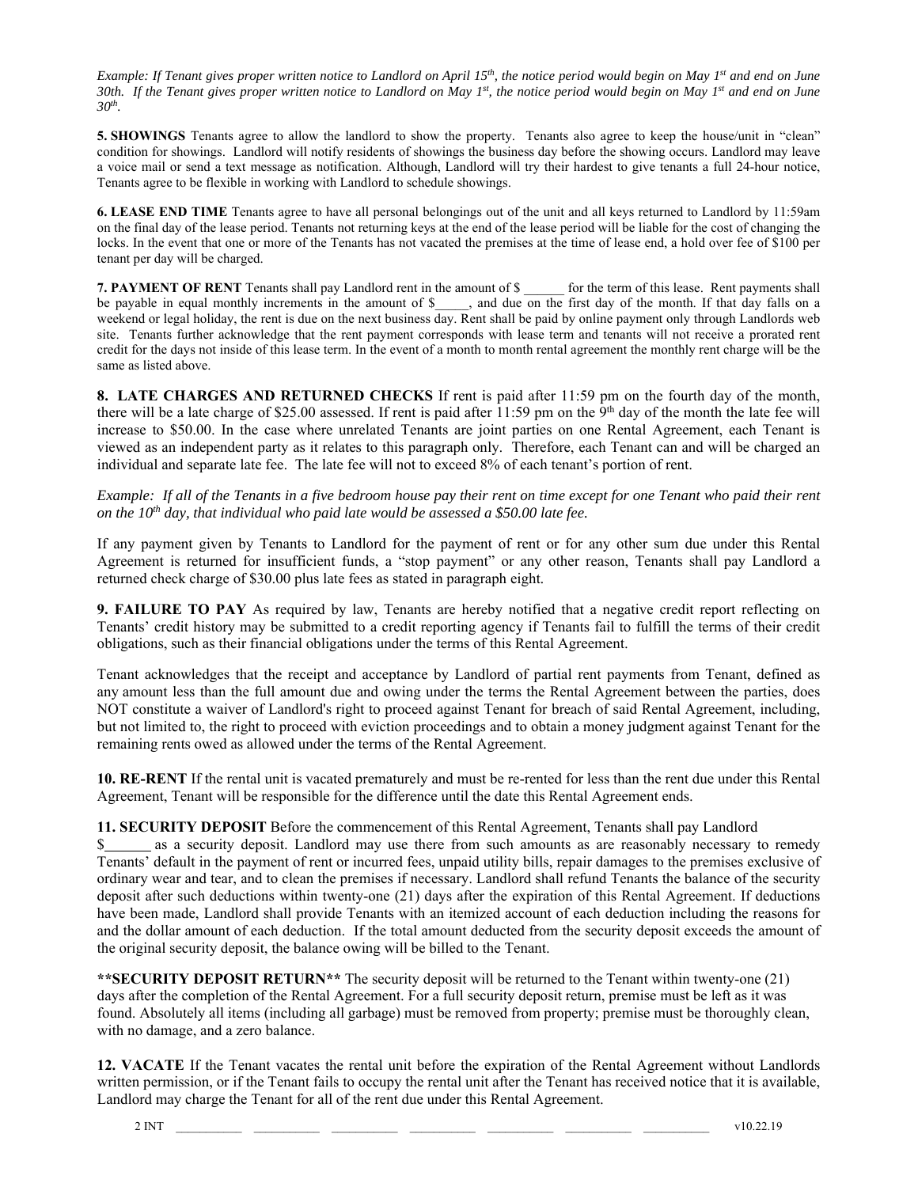*Example: If Tenant gives proper written notice to Landlord on April 15th, the notice period would begin on May 1st and end on June 30th. If the Tenant gives proper written notice to Landlord on May 1st, the notice period would begin on May 1st and end on June 30th.*

**5. SHOWINGS** Tenants agree to allow the landlord to show the property. Tenants also agree to keep the house/unit in "clean" condition for showings. Landlord will notify residents of showings the business day before the showing occurs. Landlord may leave a voice mail or send a text message as notification. Although, Landlord will try their hardest to give tenants a full 24-hour notice, Tenants agree to be flexible in working with Landlord to schedule showings.

**6. LEASE END TIME** Tenants agree to have all personal belongings out of the unit and all keys returned to Landlord by 11:59am on the final day of the lease period. Tenants not returning keys at the end of the lease period will be liable for the cost of changing the locks. In the event that one or more of the Tenants has not vacated the premises at the time of lease end, a hold over fee of $100 per tenant per day will be charged.

**7. PAYMENT OF RENT** Tenants shall pay Landlord rent in the amount of $ ______ for the term of this lease. Rent payments shall be payable in equal monthly increments in the amount of $_____, and due on the first day of the month. If that day falls on a weekend or legal holiday, the rent is due on the next business day. Rent shall be paid by online payment only through Landlords web site. Tenants further acknowledge that the rent payment corresponds with lease term and tenants will not receive a prorated rent credit for the days not inside of this lease term. In the event of a month to month rental agreement the monthly rent charge will be the same as listed above.

**8. LATE CHARGES AND RETURNED CHECKS** If rent is paid after 11:59 pm on the fourth day of the month, there will be a late charge of $25.00 assessed. If rent is paid after 11:59 pm on the 9th day of the month the late fee will increase to $50.00. In the case where unrelated Tenants are joint parties on one Rental Agreement, each Tenant is viewed as an independent party as it relates to this paragraph only. Therefore, each Tenant can and will be charged an individual and separate late fee. The late fee will not to exceed 8% of each tenant's portion of rent.

*Example: If all of the Tenants in a five bedroom house pay their rent on time except for one Tenant who paid their rent on the 10th day, that individual who paid late would be assessed a $50.00 late fee.*

If any payment given by Tenants to Landlord for the payment of rent or for any other sum due under this Rental Agreement is returned for insufficient funds, a "stop payment" or any other reason, Tenants shall pay Landlord a returned check charge of $30.00 plus late fees as stated in paragraph eight.

**9. FAILURE TO PAY** As required by law, Tenants are hereby notified that a negative credit report reflecting on Tenants' credit history may be submitted to a credit reporting agency if Tenants fail to fulfill the terms of their credit obligations, such as their financial obligations under the terms of this Rental Agreement.

Tenant acknowledges that the receipt and acceptance by Landlord of partial rent payments from Tenant, defined as any amount less than the full amount due and owing under the terms the Rental Agreement between the parties, does NOT constitute a waiver of Landlord's right to proceed against Tenant for breach of said Rental Agreement, including, but not limited to, the right to proceed with eviction proceedings and to obtain a money judgment against Tenant for the remaining rents owed as allowed under the terms of the Rental Agreement.

**10. RE-RENT** If the rental unit is vacated prematurely and must be re-rented for less than the rent due under this Rental Agreement, Tenant will be responsible for the difference until the date this Rental Agreement ends.

**11. SECURITY DEPOSIT** Before the commencement of this Rental Agreement, Tenants shall pay Landlord $______ as a security deposit. Landlord may use there from such amounts as are reasonably necessary to remedy Tenants' default in the payment of rent or incurred fees, unpaid utility bills, repair damages to the premises exclusive of ordinary wear and tear, and to clean the premises if necessary. Landlord shall refund Tenants the balance of the security deposit after such deductions within twenty-one (21) days after the expiration of this Rental Agreement. If deductions have been made, Landlord shall provide Tenants with an itemized account of each deduction including the reasons for and the dollar amount of each deduction. If the total amount deducted from the security deposit exceeds the amount of the original security deposit, the balance owing will be billed to the Tenant.

**\*\*SECURITY DEPOSIT RETURN\*\*** The security deposit will be returned to the Tenant within twenty-one (21) days after the completion of the Rental Agreement. For a full security deposit return, premise must be left as it was found. Absolutely all items (including all garbage) must be removed from property; premise must be thoroughly clean, with no damage, and a zero balance.

**12. VACATE** If the Tenant vacates the rental unit before the expiration of the Rental Agreement without Landlords written permission, or if the Tenant fails to occupy the rental unit after the Tenant has received notice that it is available, Landlord may charge the Tenant for all of the rent due under this Rental Agreement.

2 INT __________ __________ __________ __________ __________ __________ __________ v10.22.19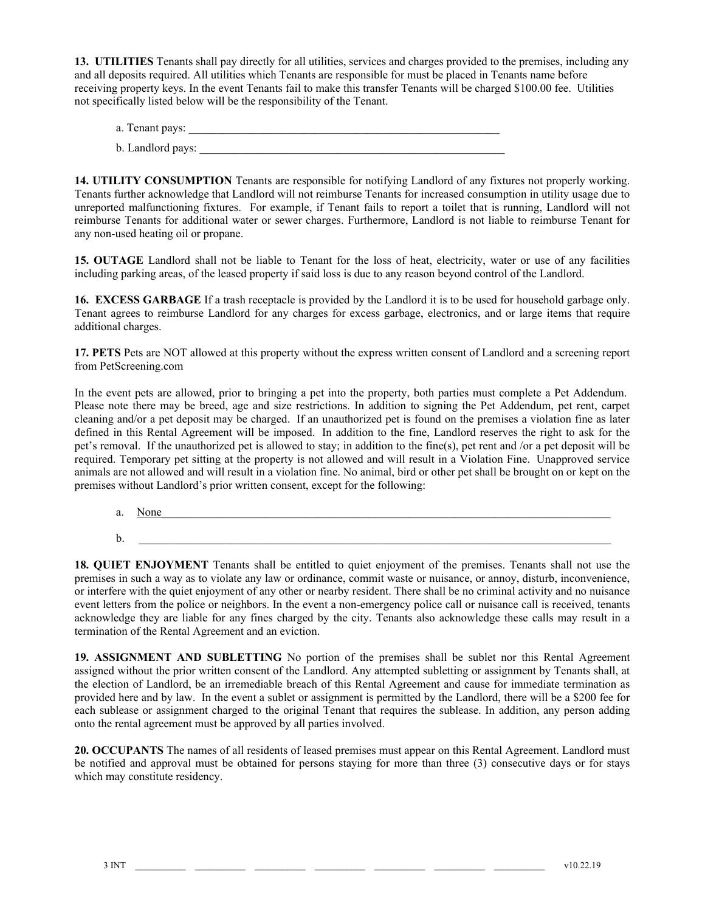**13. UTILITIES** Tenants shall pay directly for all utilities, services and charges provided to the premises, including any and all deposits required. All utilities which Tenants are responsible for must be placed in Tenants name before receiving property keys. In the event Tenants fail to make this transfer Tenants will be charged $100.00 fee. Utilities not specifically listed below will be the responsibility of the Tenant.

a. Tenant pays: ________________________________________________________

b. Landlord pays: ______________________________________________________

**14. UTILITY CONSUMPTION** Tenants are responsible for notifying Landlord of any fixtures not properly working. Tenants further acknowledge that Landlord will not reimburse Tenants for increased consumption in utility usage due to unreported malfunctioning fixtures. For example, if Tenant fails to report a toilet that is running, Landlord will not reimburse Tenants for additional water or sewer charges. Furthermore, Landlord is not liable to reimburse Tenant for any non-used heating oil or propane.

**15. OUTAGE** Landlord shall not be liable to Tenant for the loss of heat, electricity, water or use of any facilities including parking areas, of the leased property if said loss is due to any reason beyond control of the Landlord.

**16. EXCESS GARBAGE** If a trash receptacle is provided by the Landlord it is to be used for household garbage only. Tenant agrees to reimburse Landlord for any charges for excess garbage, electronics, and or large items that require additional charges.

**17. PETS** Pets are NOT allowed at this property without the express written consent of Landlord and a screening report from PetScreening.com

In the event pets are allowed, prior to bringing a pet into the property, both parties must complete a Pet Addendum. Please note there may be breed, age and size restrictions. In addition to signing the Pet Addendum, pet rent, carpet cleaning and/or a pet deposit may be charged. If an unauthorized pet is found on the premises a violation fine as later defined in this Rental Agreement will be imposed. In addition to the fine, Landlord reserves the right to ask for the pet's removal. If the unauthorized pet is allowed to stay; in addition to the fine(s), pet rent and /or a pet deposit will be required. Temporary pet sitting at the property is not allowed and will result in a Violation Fine. Unapproved service animals are not allowed and will result in a violation fine. No animal, bird or other pet shall be brought on or kept on the premises without Landlord's prior written consent, except for the following:

a. None________________________________________________________________

b. ____________________________________________________________________

**18. QUIET ENJOYMENT** Tenants shall be entitled to quiet enjoyment of the premises. Tenants shall not use the premises in such a way as to violate any law or ordinance, commit waste or nuisance, or annoy, disturb, inconvenience, or interfere with the quiet enjoyment of any other or nearby resident. There shall be no criminal activity and no nuisance event letters from the police or neighbors. In the event a non-emergency police call or nuisance call is received, tenants acknowledge they are liable for any fines charged by the city. Tenants also acknowledge these calls may result in a termination of the Rental Agreement and an eviction.

**19. ASSIGNMENT AND SUBLETTING** No portion of the premises shall be sublet nor this Rental Agreement assigned without the prior written consent of the Landlord. Any attempted subletting or assignment by Tenants shall, at the election of Landlord, be an irremediable breach of this Rental Agreement and cause for immediate termination as provided here and by law. In the event a sublet or assignment is permitted by the Landlord, there will be a $200 fee for each sublease or assignment charged to the original Tenant that requires the sublease. In addition, any person adding onto the rental agreement must be approved by all parties involved.

**20. OCCUPANTS** The names of all residents of leased premises must appear on this Rental Agreement. Landlord must be notified and approval must be obtained for persons staying for more than three (3) consecutive days or for stays which may constitute residency.

INT __________ __________ __________ __________ __________ __________ __________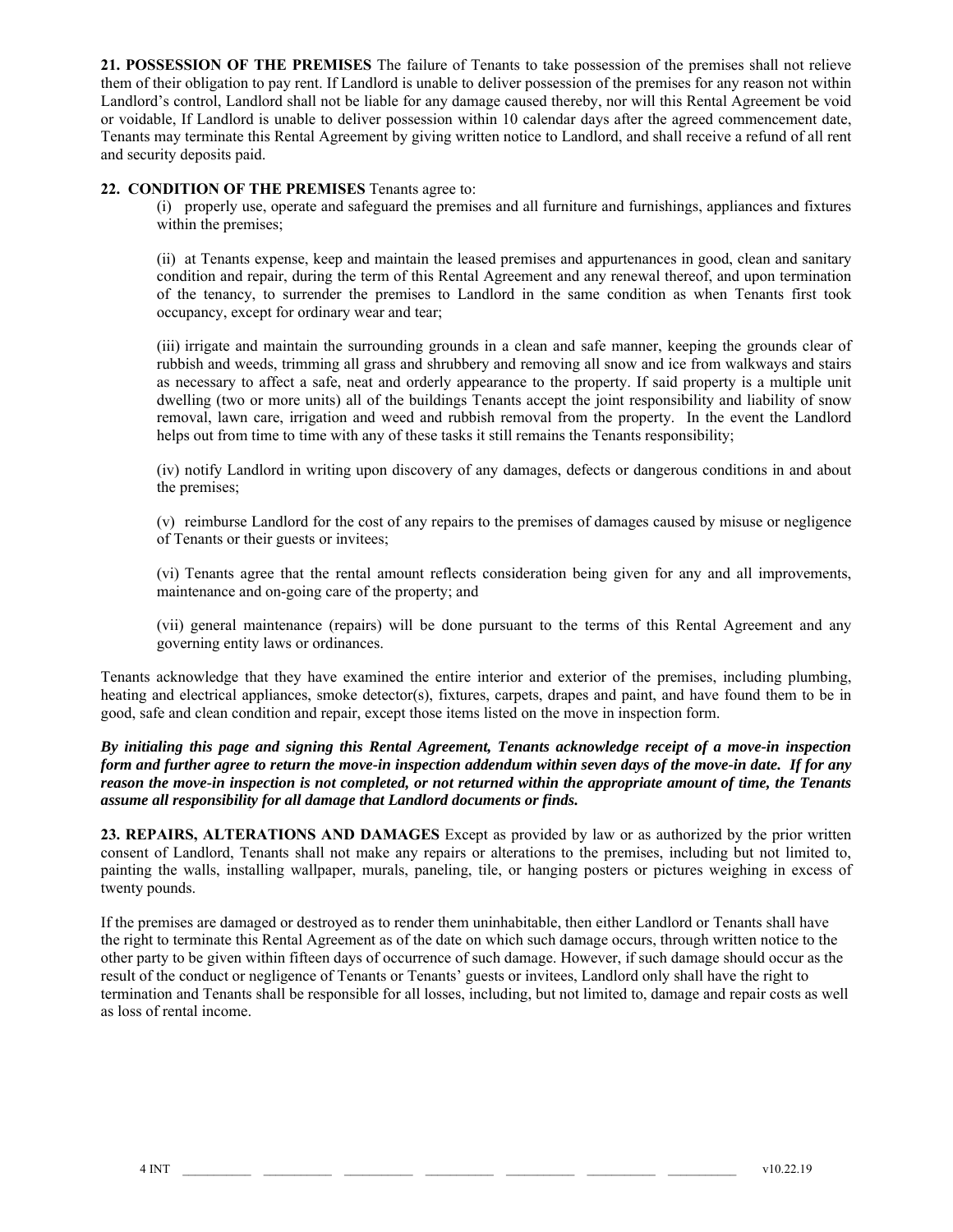**21. POSSESSION OF THE PREMISES** The failure of Tenants to take possession of the premises shall not relieve them of their obligation to pay rent. If Landlord is unable to deliver possession of the premises for any reason not within Landlord's control, Landlord shall not be liable for any damage caused thereby, nor will this Rental Agreement be void or voidable, If Landlord is unable to deliver possession within 10 calendar days after the agreed commencement date, Tenants may terminate this Rental Agreement by giving written notice to Landlord, and shall receive a refund of all rent and security deposits paid.

**22. CONDITION OF THE PREMISES** Tenants agree to:

(i) properly use, operate and safeguard the premises and all furniture and furnishings, appliances and fixtures within the premises;

(ii) at Tenants expense, keep and maintain the leased premises and appurtenances in good, clean and sanitary condition and repair, during the term of this Rental Agreement and any renewal thereof, and upon termination of the tenancy, to surrender the premises to Landlord in the same condition as when Tenants first took occupancy, except for ordinary wear and tear;

(iii) irrigate and maintain the surrounding grounds in a clean and safe manner, keeping the grounds clear of rubbish and weeds, trimming all grass and shrubbery and removing all snow and ice from walkways and stairs as necessary to affect a safe, neat and orderly appearance to the property. If said property is a multiple unit dwelling (two or more units) all of the buildings Tenants accept the joint responsibility and liability of snow removal, lawn care, irrigation and weed and rubbish removal from the property. In the event the Landlord helps out from time to time with any of these tasks it still remains the Tenants responsibility;

(iv) notify Landlord in writing upon discovery of any damages, defects or dangerous conditions in and about the premises;

(v) reimburse Landlord for the cost of any repairs to the premises of damages caused by misuse or negligence of Tenants or their guests or invitees;

(vi) Tenants agree that the rental amount reflects consideration being given for any and all improvements, maintenance and on-going care of the property; and

(vii) general maintenance (repairs) will be done pursuant to the terms of this Rental Agreement and any governing entity laws or ordinances.

Tenants acknowledge that they have examined the entire interior and exterior of the premises, including plumbing, heating and electrical appliances, smoke detector(s), fixtures, carpets, drapes and paint, and have found them to be in good, safe and clean condition and repair, except those items listed on the move in inspection form.

***By initialing this page and signing this Rental Agreement, Tenants acknowledge receipt of a move-in inspection form and further agree to return the move-in inspection addendum within seven days of the move-in date. If for any reason the move-in inspection is not completed, or not returned within the appropriate amount of time, the Tenants assume all responsibility for all damage that Landlord documents or finds.***

**23. REPAIRS, ALTERATIONS AND DAMAGES** Except as provided by law or as authorized by the prior written consent of Landlord, Tenants shall not make any repairs or alterations to the premises, including but not limited to, painting the walls, installing wallpaper, murals, paneling, tile, or hanging posters or pictures weighing in excess of twenty pounds.

If the premises are damaged or destroyed as to render them uninhabitable, then either Landlord or Tenants shall have the right to terminate this Rental Agreement as of the date on which such damage occurs, through written notice to the other party to be given within fifteen days of occurrence of such damage. However, if such damage should occur as the result of the conduct or negligence of Tenants or Tenants' guests or invitees, Landlord only shall have the right to termination and Tenants shall be responsible for all losses, including, but not limited to, damage and repair costs as well as loss of rental income.

4 INT \_\_\_\_\_\_\_\_\_\_ \_\_\_\_\_\_\_\_\_\_ \_\_\_\_\_\_\_\_\_\_ \_\_\_\_\_\_\_\_\_\_ \_\_\_\_\_\_\_\_\_\_ \_\_\_\_\_\_\_\_\_\_ \_\_\_\_\_\_\_\_\_\_ v10.22.19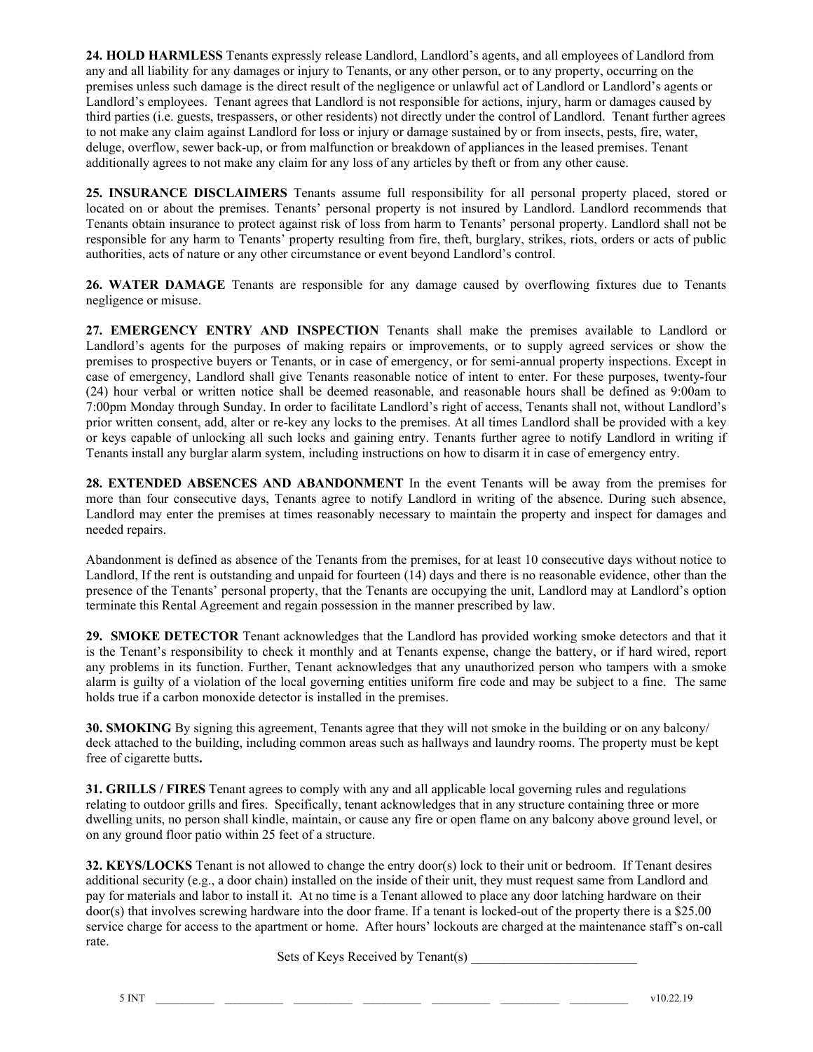**24. HOLD HARMLESS** Tenants expressly release Landlord, Landlord's agents, and all employees of Landlord from any and all liability for any damages or injury to Tenants, or any other person, or to any property, occurring on the premises unless such damage is the direct result of the negligence or unlawful act of Landlord or Landlord's agents or Landlord's employees. Tenant agrees that Landlord is not responsible for actions, injury, harm or damages caused by third parties (i.e. guests, trespassers, or other residents) not directly under the control of Landlord. Tenant further agrees to not make any claim against Landlord for loss or injury or damage sustained by or from insects, pests, fire, water, deluge, overflow, sewer back-up, or from malfunction or breakdown of appliances in the leased premises. Tenant additionally agrees to not make any claim for any loss of any articles by theft or from any other cause.

**25. INSURANCE DISCLAIMERS** Tenants assume full responsibility for all personal property placed, stored or located on or about the premises. Tenants' personal property is not insured by Landlord. Landlord recommends that Tenants obtain insurance to protect against risk of loss from harm to Tenants' personal property. Landlord shall not be responsible for any harm to Tenants' property resulting from fire, theft, burglary, strikes, riots, orders or acts of public authorities, acts of nature or any other circumstance or event beyond Landlord's control.

**26. WATER DAMAGE** Tenants are responsible for any damage caused by overflowing fixtures due to Tenants negligence or misuse.

**27. EMERGENCY ENTRY AND INSPECTION** Tenants shall make the premises available to Landlord or Landlord's agents for the purposes of making repairs or improvements, or to supply agreed services or show the premises to prospective buyers or Tenants, or in case of emergency, or for semi-annual property inspections. Except in case of emergency, Landlord shall give Tenants reasonable notice of intent to enter. For these purposes, twenty-four (24) hour verbal or written notice shall be deemed reasonable, and reasonable hours shall be defined as 9:00am to 7:00pm Monday through Sunday. In order to facilitate Landlord's right of access, Tenants shall not, without Landlord's prior written consent, add, alter or re-key any locks to the premises. At all times Landlord shall be provided with a key or keys capable of unlocking all such locks and gaining entry. Tenants further agree to notify Landlord in writing if Tenants install any burglar alarm system, including instructions on how to disarm it in case of emergency entry.

**28. EXTENDED ABSENCES AND ABANDONMENT** In the event Tenants will be away from the premises for more than four consecutive days, Tenants agree to notify Landlord in writing of the absence. During such absence, Landlord may enter the premises at times reasonably necessary to maintain the property and inspect for damages and needed repairs.

Abandonment is defined as absence of the Tenants from the premises, for at least 10 consecutive days without notice to Landlord, If the rent is outstanding and unpaid for fourteen (14) days and there is no reasonable evidence, other than the presence of the Tenants' personal property, that the Tenants are occupying the unit, Landlord may at Landlord's option terminate this Rental Agreement and regain possession in the manner prescribed by law.

**29. SMOKE DETECTOR** Tenant acknowledges that the Landlord has provided working smoke detectors and that it is the Tenant's responsibility to check it monthly and at Tenants expense, change the battery, or if hard wired, report any problems in its function. Further, Tenant acknowledges that any unauthorized person who tampers with a smoke alarm is guilty of a violation of the local governing entities uniform fire code and may be subject to a fine. The same holds true if a carbon monoxide detector is installed in the premises.

**30. SMOKING** By signing this agreement, Tenants agree that they will not smoke in the building or on any balcony/ deck attached to the building, including common areas such as hallways and laundry rooms. The property must be kept free of cigarette butts**.**

**31. GRILLS / FIRES** Tenant agrees to comply with any and all applicable local governing rules and regulations relating to outdoor grills and fires. Specifically, tenant acknowledges that in any structure containing three or more dwelling units, no person shall kindle, maintain, or cause any fire or open flame on any balcony above ground level, or on any ground floor patio within 25 feet of a structure.

**32. KEYS/LOCKS** Tenant is not allowed to change the entry door(s) lock to their unit or bedroom. If Tenant desires additional security (e.g., a door chain) installed on the inside of their unit, they must request same from Landlord and pay for materials and labor to install it. At no time is a Tenant allowed to place any door latching hardware on their door(s) that involves screwing hardware into the door frame. If a tenant is locked-out of the property there is a $25.00 service charge for access to the apartment or home. After hours' lockouts are charged at the maintenance staff's on-call rate.

Sets of Keys Received by Tenant(s) _________________________

5 INT __________ __________ __________ __________ __________ __________ __________ v10.22.19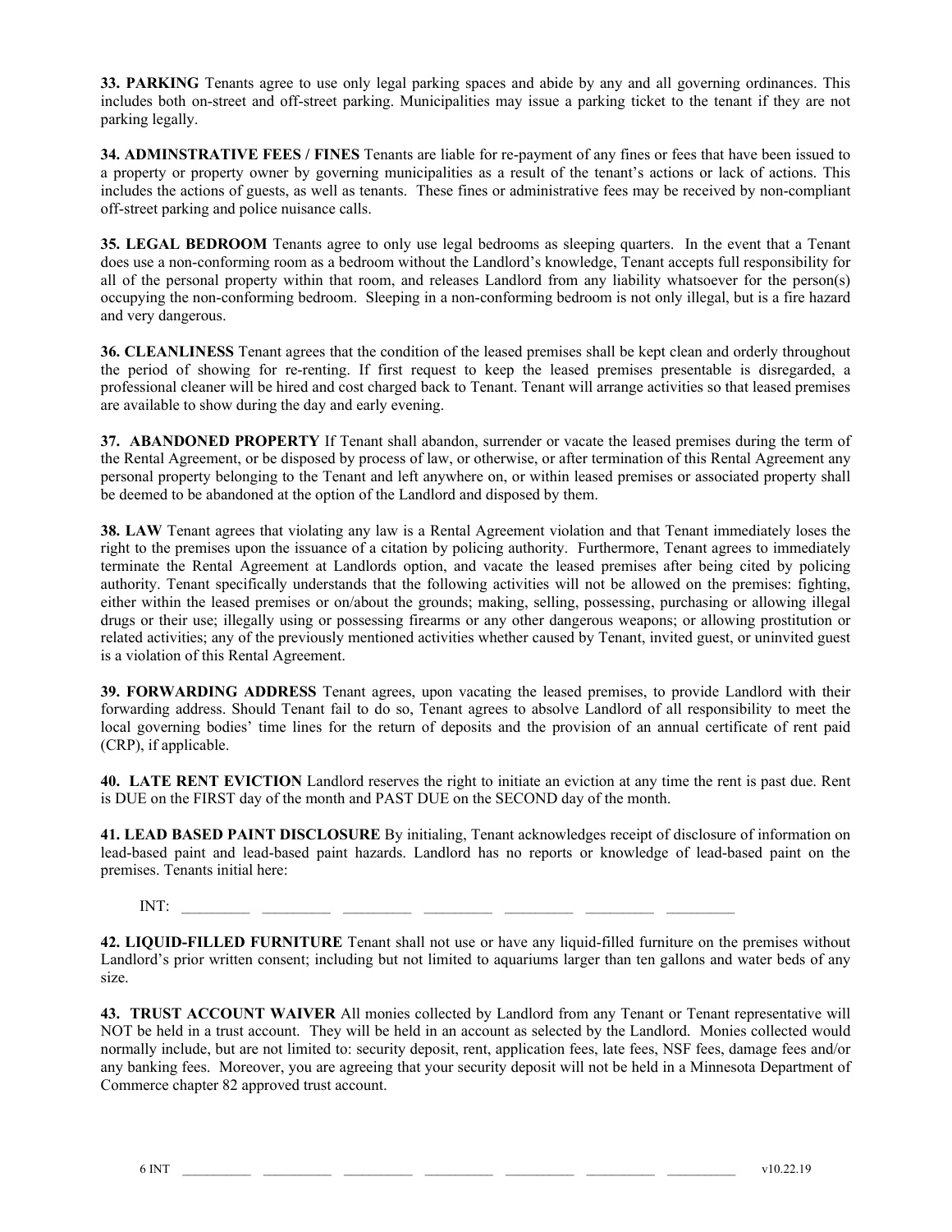**33. PARKING** Tenants agree to use only legal parking spaces and abide by any and all governing ordinances. This includes both on-street and off-street parking. Municipalities may issue a parking ticket to the tenant if they are not parking legally.

**34. ADMINSTRATIVE FEES / FINES** Tenants are liable for re-payment of any fines or fees that have been issued to a property or property owner by governing municipalities as a result of the tenant's actions or lack of actions. This includes the actions of guests, as well as tenants. These fines or administrative fees may be received by non-compliant off-street parking and police nuisance calls.

**35. LEGAL BEDROOM** Tenants agree to only use legal bedrooms as sleeping quarters. In the event that a Tenant does use a non-conforming room as a bedroom without the Landlord's knowledge, Tenant accepts full responsibility for all of the personal property within that room, and releases Landlord from any liability whatsoever for the person(s) occupying the non-conforming bedroom. Sleeping in a non-conforming bedroom is not only illegal, but is a fire hazard and very dangerous.

**36. CLEANLINESS** Tenant agrees that the condition of the leased premises shall be kept clean and orderly throughout the period of showing for re-renting. If first request to keep the leased premises presentable is disregarded, a professional cleaner will be hired and cost charged back to Tenant. Tenant will arrange activities so that leased premises are available to show during the day and early evening.

**37. ABANDONED PROPERTY** If Tenant shall abandon, surrender or vacate the leased premises during the term of the Rental Agreement, or be disposed by process of law, or otherwise, or after termination of this Rental Agreement any personal property belonging to the Tenant and left anywhere on, or within leased premises or associated property shall be deemed to be abandoned at the option of the Landlord and disposed by them.

**38. LAW** Tenant agrees that violating any law is a Rental Agreement violation and that Tenant immediately loses the right to the premises upon the issuance of a citation by policing authority. Furthermore, Tenant agrees to immediately terminate the Rental Agreement at Landlords option, and vacate the leased premises after being cited by policing authority. Tenant specifically understands that the following activities will not be allowed on the premises: fighting, either within the leased premises or on/about the grounds; making, selling, possessing, purchasing or allowing illegal drugs or their use; illegally using or possessing firearms or any other dangerous weapons; or allowing prostitution or related activities; any of the previously mentioned activities whether caused by Tenant, invited guest, or uninvited guest is a violation of this Rental Agreement.

**39. FORWARDING ADDRESS** Tenant agrees, upon vacating the leased premises, to provide Landlord with their forwarding address. Should Tenant fail to do so, Tenant agrees to absolve Landlord of all responsibility to meet the local governing bodies' time lines for the return of deposits and the provision of an annual certificate of rent paid (CRP), if applicable.

**40. LATE RENT EVICTION** Landlord reserves the right to initiate an eviction at any time the rent is past due. Rent is DUE on the FIRST day of the month and PAST DUE on the SECOND day of the month.

**41. LEAD BASED PAINT DISCLOSURE** By initialing, Tenant acknowledges receipt of disclosure of information on lead-based paint and lead-based paint hazards. Landlord has no reports or knowledge of lead-based paint on the premises. Tenants initial here:

INT: _________ _________ _________ _________ _________ _________ _________

**42. LIQUID-FILLED FURNITURE** Tenant shall not use or have any liquid-filled furniture on the premises without Landlord's prior written consent; including but not limited to aquariums larger than ten gallons and water beds of any size.

**43. TRUST ACCOUNT WAIVER** All monies collected by Landlord from any Tenant or Tenant representative will NOT be held in a trust account. They will be held in an account as selected by the Landlord. Monies collected would normally include, but are not limited to: security deposit, rent, application fees, late fees, NSF fees, damage fees and/or any banking fees. Moreover, you are agreeing that your security deposit will not be held in a Minnesota Department of Commerce chapter 82 approved trust account.

INT __________ __________ __________ __________ __________ __________ __________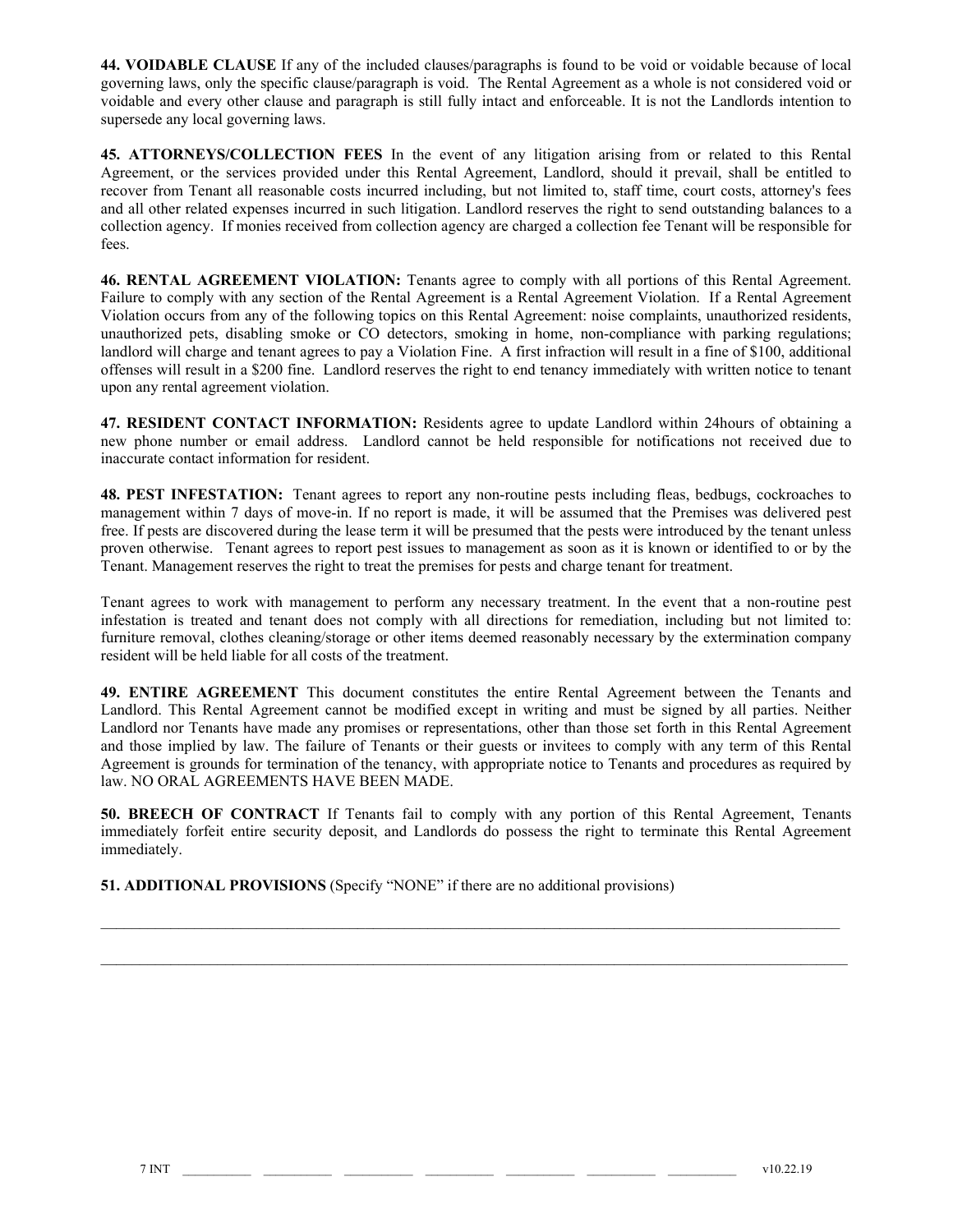**44. VOIDABLE CLAUSE** If any of the included clauses/paragraphs is found to be void or voidable because of local governing laws, only the specific clause/paragraph is void. The Rental Agreement as a whole is not considered void or voidable and every other clause and paragraph is still fully intact and enforceable. It is not the Landlords intention to supersede any local governing laws.

**45. ATTORNEYS/COLLECTION FEES** In the event of any litigation arising from or related to this Rental Agreement, or the services provided under this Rental Agreement, Landlord, should it prevail, shall be entitled to recover from Tenant all reasonable costs incurred including, but not limited to, staff time, court costs, attorney's fees and all other related expenses incurred in such litigation. Landlord reserves the right to send outstanding balances to a collection agency. If monies received from collection agency are charged a collection fee Tenant will be responsible for fees.

**46. RENTAL AGREEMENT VIOLATION:** Tenants agree to comply with all portions of this Rental Agreement. Failure to comply with any section of the Rental Agreement is a Rental Agreement Violation. If a Rental Agreement Violation occurs from any of the following topics on this Rental Agreement: noise complaints, unauthorized residents, unauthorized pets, disabling smoke or CO detectors, smoking in home, non-compliance with parking regulations; landlord will charge and tenant agrees to pay a Violation Fine. A first infraction will result in a fine of $100, additional offenses will result in a $200 fine. Landlord reserves the right to end tenancy immediately with written notice to tenant upon any rental agreement violation.

**47. RESIDENT CONTACT INFORMATION:** Residents agree to update Landlord within 24hours of obtaining a new phone number or email address. Landlord cannot be held responsible for notifications not received due to inaccurate contact information for resident.

**48. PEST INFESTATION:** Tenant agrees to report any non-routine pests including fleas, bedbugs, cockroaches to management within 7 days of move-in. If no report is made, it will be assumed that the Premises was delivered pest free. If pests are discovered during the lease term it will be presumed that the pests were introduced by the tenant unless proven otherwise. Tenant agrees to report pest issues to management as soon as it is known or identified to or by the Tenant. Management reserves the right to treat the premises for pests and charge tenant for treatment.

Tenant agrees to work with management to perform any necessary treatment. In the event that a non-routine pest infestation is treated and tenant does not comply with all directions for remediation, including but not limited to: furniture removal, clothes cleaning/storage or other items deemed reasonably necessary by the extermination company resident will be held liable for all costs of the treatment.

**49. ENTIRE AGREEMENT** This document constitutes the entire Rental Agreement between the Tenants and Landlord. This Rental Agreement cannot be modified except in writing and must be signed by all parties. Neither Landlord nor Tenants have made any promises or representations, other than those set forth in this Rental Agreement and those implied by law. The failure of Tenants or their guests or invitees to comply with any term of this Rental Agreement is grounds for termination of the tenancy, with appropriate notice to Tenants and procedures as required by law. NO ORAL AGREEMENTS HAVE BEEN MADE.

**50. BREECH OF CONTRACT** If Tenants fail to comply with any portion of this Rental Agreement, Tenants immediately forfeit entire security deposit, and Landlords do possess the right to terminate this Rental Agreement immediately.

**51. ADDITIONAL PROVISIONS** (Specify "NONE" if there are no additional provisions)

\_\_\_\_\_\_\_\_\_\_\_\_\_\_\_\_\_\_\_\_\_\_\_\_\_\_\_\_\_\_\_\_\_\_\_\_\_\_\_\_\_\_\_\_\_\_\_\_\_\_\_\_\_\_\_\_\_\_\_\_\_\_\_\_\_\_\_\_\_\_\_\_\_\_\_\_\_\_

\_\_\_\_\_\_\_\_\_\_\_\_\_\_\_\_\_\_\_\_\_\_\_\_\_\_\_\_\_\_\_\_\_\_\_\_\_\_\_\_\_\_\_\_\_\_\_\_\_\_\_\_\_\_\_\_\_\_\_\_\_\_\_\_\_\_\_\_\_\_\_\_\_\_\_\_\_\_

INT \_\_\_\_\_\_\_\_\_\_ \_\_\_\_\_\_\_\_\_\_ \_\_\_\_\_\_\_\_\_\_ \_\_\_\_\_\_\_\_\_\_ \_\_\_\_\_\_\_\_\_\_ \_\_\_\_\_\_\_\_\_\_ \_\_\_\_\_\_\_\_\_\_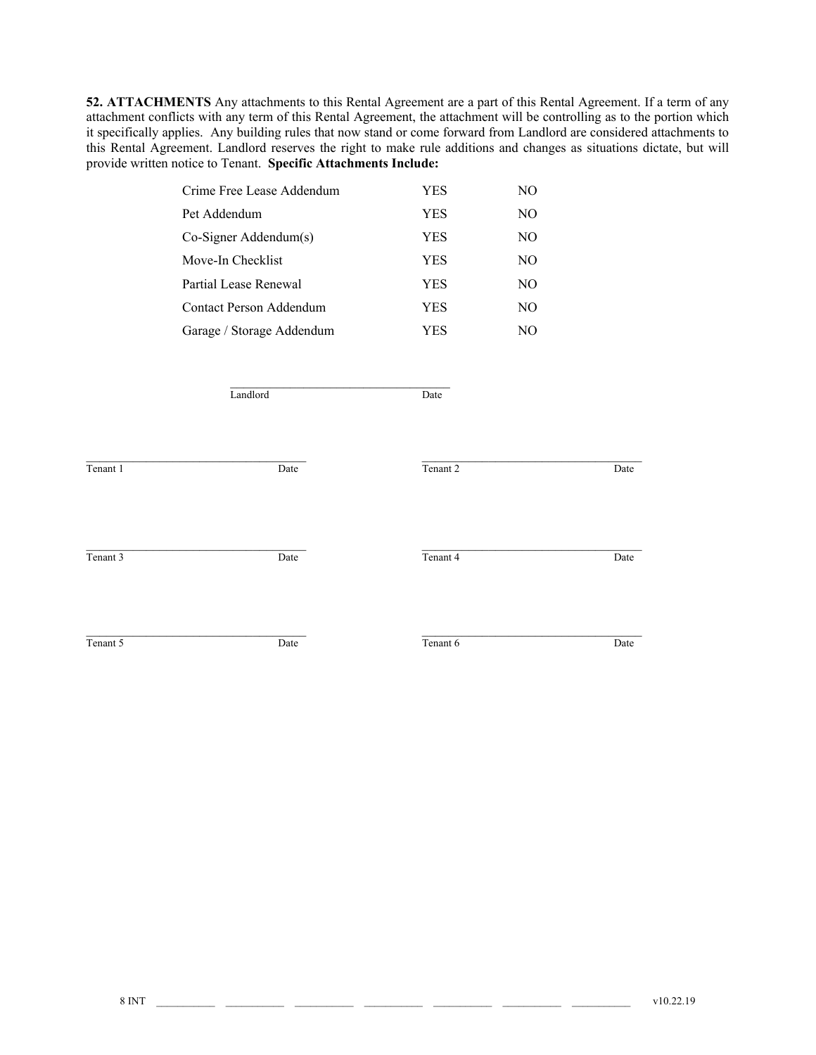**52. ATTACHMENTS** Any attachments to this Rental Agreement are a part of this Rental Agreement. If a term of any attachment conflicts with any term of this Rental Agreement, the attachment will be controlling as to the portion which it specifically applies. Any building rules that now stand or come forward from Landlord are considered attachments to this Rental Agreement. Landlord reserves the right to make rule additions and changes as situations dictate, but will provide written notice to Tenant. **Specific Attachments Include:**

| | | |
|---|---|---|
| Crime Free Lease Addendum | YES | NO |
| Pet Addendum | YES | NO |
| Co-Signer Addendum(s) | YES | NO |
| Move-In Checklist | YES | NO |
| Partial Lease Renewal | YES | NO |
| Contact Person Addendum | YES | NO |
| Garage / Storage Addendum | YES | NO |

\_\_\_\_\_\_\_\_\_\_\_\_\_\_\_\_\_\_\_\_\_\_\_\_\_\_\_\_\_\_\_\_\_\_\_\_
Landlord Date

\_\_\_\_\_\_\_\_\_\_\_\_\_\_\_\_\_\_\_\_\_\_\_\_\_\_\_\_\_\_\_\_\_\_\_\_
Tenant 1 Date

\_\_\_\_\_\_\_\_\_\_\_\_\_\_\_\_\_\_\_\_\_\_\_\_\_\_\_\_\_\_\_\_\_\_\_\_
Tenant 2 Date

\_\_\_\_\_\_\_\_\_\_\_\_\_\_\_\_\_\_\_\_\_\_\_\_\_\_\_\_\_\_\_\_\_\_\_\_
Tenant 3 Date

\_\_\_\_\_\_\_\_\_\_\_\_\_\_\_\_\_\_\_\_\_\_\_\_\_\_\_\_\_\_\_\_\_\_\_\_
Tenant 4 Date

\_\_\_\_\_\_\_\_\_\_\_\_\_\_\_\_\_\_\_\_\_\_\_\_\_\_\_\_\_\_\_\_\_\_\_\_
Tenant 5 Date

\_\_\_\_\_\_\_\_\_\_\_\_\_\_\_\_\_\_\_\_\_\_\_\_\_\_\_\_\_\_\_\_\_\_\_\_
Tenant 6 Date

8 INT \_\_\_\_\_\_\_\_\_\_ \_\_\_\_\_\_\_\_\_\_ \_\_\_\_\_\_\_\_\_\_ \_\_\_\_\_\_\_\_\_\_ \_\_\_\_\_\_\_\_\_\_ \_\_\_\_\_\_\_\_\_\_ \_\_\_\_\_\_\_\_\_\_ v10.22.19